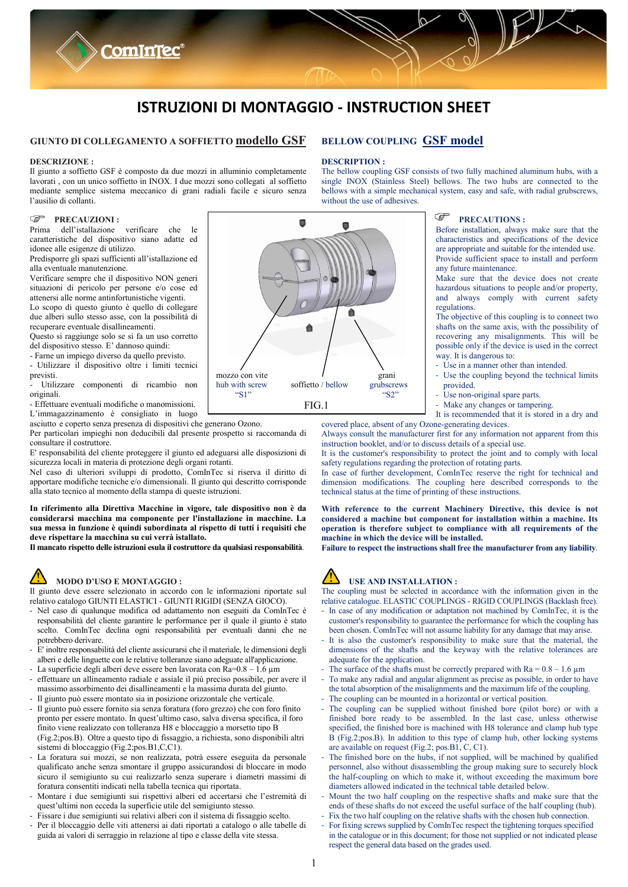# ISTRUZIONI DI MONTAGGIO - INSTRUCTION SHEET

## GIUNTO DI COLLEGAMENTO A SOFFIETTO modello GSF

**DESCRIZIONE :**

Il giunto a soffietto GSF è composto da due mozzi in alluminio completamente lavorati , con un unico soffietto in INOX. I due mozzi sono collegati al soffietto mediante semplice sistema meccanico di grani radiali facile e sicuro senza l'ausilio di collanti.

**PRECAUZIONI :**

Prima dell'installazione verificare che le caratteristiche del dispositivo siano adatte ed idonee alle esigenze di utilizzo.

Predisporre gli spazi sufficienti all'istallazione ed alla eventuale manutenzione.

Verificare sempre che il dispositivo NON generi situazioni di pericolo per persone e/o cose ed attenersi alle norme antinfortunistiche vigenti.

Lo scopo di questo giunto è quello di collegare due alberi sullo stesso asse, con la possibilità di recuperare eventuale disallineamenti.

Questo si raggiunge solo se si fa un uso corretto del dispositivo stesso. E' dannoso quindi:

- Farne un impiego diverso da quello previsto.
- Utilizzare il dispositivo oltre i limiti tecnici previsti.
- Utilizzare componenti di ricambio non originali.
- Effettuare eventuali modifiche o manomissioni.

L'immagazzinamento è consigliato in luogo asciutto e coperto senza presenza di dispositivi che generano Ozono.

Per particolari impieghi non deducibili dal presente prospetto si raccomanda di consultare il costruttore.

E' responsabilità del cliente proteggere il giunto ed adeguarsi alle disposizioni di sicurezza locali in materia di protezione degli organi rotanti.

Nel caso di ulteriori sviluppi di prodotto, ComInTec si riserva il diritto di apportare modifiche tecniche e/o dimensionali. Il giunto qui descritto corrisponde alla stato tecnico al momento della stampa di queste istruzioni.

**In riferimento alla Direttiva Macchine in vigore, tale dispositivo non è da considerarsi macchina ma componente per l'installazione in macchine. La sua messa in funzione è quindi subordinata al rispetto di tutti i requisiti che deve rispettare la macchina su cui verrà istallato.**

**Il mancato rispetto delle istruzioni esula il costruttore da qualsiasi responsabilità.**

**MODO D'USO E MONTAGGIO :**

Il giunto deve essere selezionato in accordo con le informazioni riportate sul relativo catalogo GIUNTI ELASTICI - GIUNTI RIGIDI (SENZA GIOCO).

- Nel caso di qualunque modifica od adattamento non eseguiti da ComInTec è responsabilità del cliente garantire le performance per il quale il giunto è stato scelto. ComInTec declina ogni responsabilità per eventuali danni che ne potrebbero derivare.
- E' inoltre responsabilità del cliente assicurarsi che il materiale, le dimensioni degli alberi e delle linguette con le relative tolleranze siano adeguate all'applicazione.
- La superficie degli alberi deve essere ben lavorata con Ra=0.8 – 1.6 µm
- effettuare un allineamento radiale e assiale il più preciso possibile, per avere il massimo assorbimento dei disallineamenti e la massima durata del giunto.
- Il giunto può essere montato sia in posizione orizzontale che verticale.
- Il giunto può essere fornito sia senza foratura (foro grezzo) che con foro finito pronto per essere montato. In quest'ultimo caso, salva diversa specifica, il foro finito viene realizzato con tolleranza H8 e bloccaggio a morsetto tipo B (Fig.2;pos.B). Oltre a questo tipo di fissaggio, a richiesta, sono disponibili altri sistemi di bloccaggio (Fig.2;pos.B1,C,C1).
- La foratura sui mozzi, se non realizzata, potrà essere eseguita da personale qualificato anche senza smontare il gruppo assicurandosi di bloccare in modo sicuro il semigiunto su cui realizzarlo senza superare i diametri massimi di foratura consentiti indicati nella tabella tecnica qui riportata.
- Montare i due semigiunti sui rispettivi alberi ed accertarsi che l'estremità di quest'ultimi non ecceda la superficie utile del semigiunto stesso.
- Fissare i due semigiunti sui relativi alberi con il sistema di fissaggio scelto.
- Per il bloccaggio delle viti attenersi ai dati riportati a catalogo o alle tabelle di guida ai valori di serraggio in relazione al tipo e classe della vite stessa.

## BELLOW COUPLING GSF model

**DESCRIPTION :**

The bellow coupling GSF consists of two fully machined aluminum hubs, with a single INOX (Stainless Steel) bellows. The two hubs are connected to the bellows with a simple mechanical system, easy and safe, with radial grubscrews, without the use of adhesives.

mozzo con vite / hub with screw "S1" — soffietto / bellow — grani / grubscrews "S2"

FIG.1

**PRECAUTIONS :**

Before installation, always make sure that the characteristics and specifications of the device are appropriate and suitable for the intended use.

Provide sufficient space to install and perform any future maintenance.

Make sure that the device does not create hazardous situations to people and/or property, and always comply with current safety regulations.

The objective of this coupling is to connect two shafts on the same axis, with the possibility of recovering any misalignments. This will be possible only if the device is used in the correct way. It is dangerous to:

- Use in a manner other than intended.
- Use the coupling beyond the technical limits provided.
- Use non-original spare parts.
- Make any changes or tampering.

It is recommended that it is stored in a dry and covered place, absent of any Ozone-generating devices.

Always consult the manufacturer first for any information not apparent from this instruction booklet, and/or to discuss details of a special use.

It is the customer's responsibility to protect the joint and to comply with local safety regulations regarding the protection of rotating parts.

In case of further development, ComInTec reserve the right for technical and dimension modifications. The coupling here described corresponds to the technical status at the time of printing of these instructions.

**With reference to the current Machinery Directive, this device is not considered a machine but component for installation within a machine. Its operation is therefore subject to compliance with all requirements of the machine in which the device will be installed.**

**Failure to respect the instructions shall free the manufacturer from any liability.**

**USE AND INSTALLATION :**

The coupling must be selected in accordance with the information given in the relative catalogue. ELASTIC COUPLINGS - RIGID COUPLINGS (Backlash free).

- In case of any modification or adaptation not machined by ComInTec, it is the customer's responsibility to guarantee the performance for which the coupling has been chosen. ComInTec will not assume liability for any damage that may arise.
- It is also the customer's responsibility to make sure that the material, the dimensions of the shafts and the keyway with the relative tolerances are adequate for the application.
- The surface of the shafts must be correctly prepared with Ra = 0.8 – 1.6 µm
- To make any radial and angular alignment as precise as possible, in order to have the total absorption of the misalignments and the maximum life of the coupling.
- The coupling can be mounted in a horizontal or vertical position.
- The coupling can be supplied without finished bore (pilot bore) or with a finished bore ready to be assembled. In the last case, unless otherwise specified, the finished bore is machined with H8 tolerance and clamp hub type B (Fig.2;pos.B). In addition to this type of clamp hub, other locking systems are available on request (Fig.2; pos.B1, C, C1).
- The finished bore on the hubs, if not supplied, will be machined by qualified personnel, also without disassembling the group making sure to securely block the half-coupling on which to make it, without exceeding the maximum bore diameters allowed indicated in the technical table detailed below.
- Mount the two half coupling on the respective shafts and make sure that the ends of these shafts do not exceed the useful surface of the half coupling (hub).
- Fix the two half coupling on the relative shafts with the chosen hub connection.
- For fixing screws supplied by ComInTec respect the tightening torques specified in the catalogue or in this document; for those not supplied or not indicated please respect the general data based on the grades used.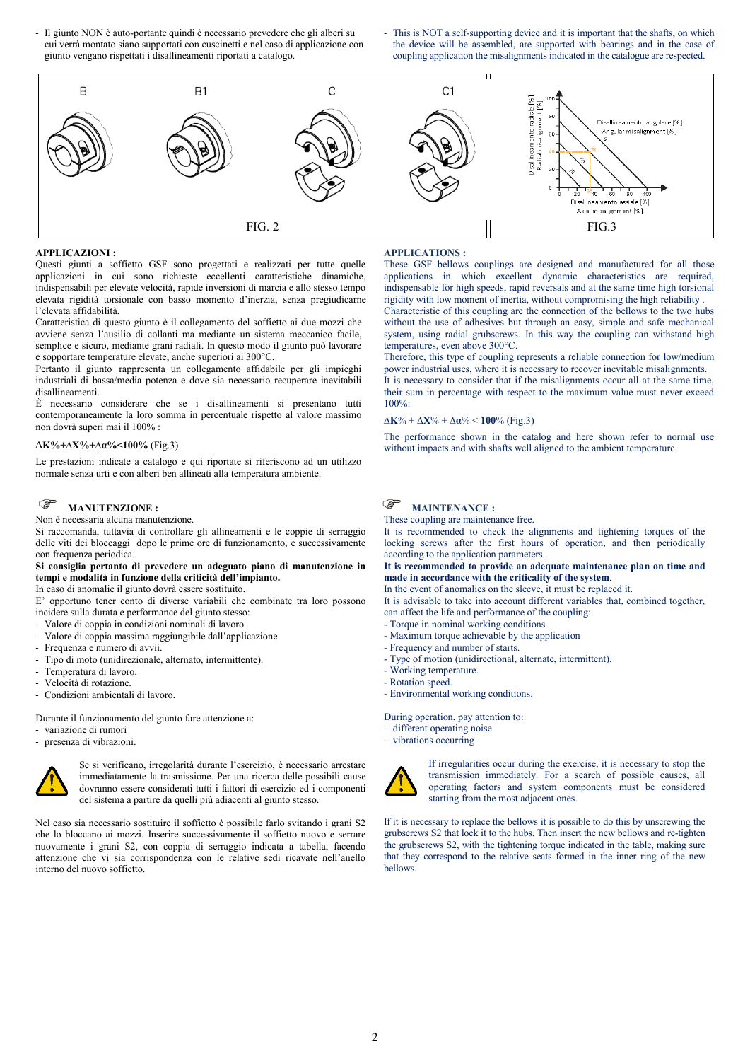- Il giunto NON è auto-portante quindi è necessario prevedere che gli alberi su cui verrà montato siano supportati con cuscinetti e nel caso di applicazione con giunto vengano rispettati i disallineamenti riportati a catalogo.

- This is NOT a self-supporting device and it is important that the shafts, on which the device will be assembled, are supported with bearings and in the case of coupling application the misalignments indicated in the catalogue are respected.

B B1 C C1

FIG. 2

Disallineamento radiale [%] / Radial misalignment [%]
Disallineamento angolare [%] / Angular misalignment [%]
Disallineamento assiale [%] / Axial misalignment [%]

FIG.3

**APPLICAZIONI :**

Questi giunti a soffietto GSF sono progettati e realizzati per tutte quelle applicazioni in cui sono richieste eccellenti caratteristiche dinamiche, indispensabili per elevate velocità, rapide inversioni di marcia e allo stesso tempo elevata rigidità torsionale con basso momento d'inerzia, senza pregiudicarne l'elevata affidabilità.
Caratteristica di questo giunto è il collegamento del soffietto ai due mozzi che avviene senza l'ausilio di collanti ma mediante un sistema meccanico facile, semplice e sicuro, mediante grani radiali. In questo modo il giunto può lavorare e sopportare temperature elevate, anche superiori ai 300°C.
Pertanto il giunto rappresenta un collegamento affidabile per gli impieghi industriali di bassa/media potenza e dove sia necessario recuperare inevitabili disallineamenti.
È necessario considerare che se i disallineamenti si presentano tutti contemporaneamente la loro somma in percentuale rispetto al valore massimo non dovrà superi mai il 100% :

**$\Delta K\% + \Delta X\% + \Delta \alpha\% < 100\%$** (Fig.3)

Le prestazioni indicate a catalogo e qui riportate si riferiscono ad un utilizzo normale senza urti e con alberi ben allineati alla temperatura ambiente.

**APPLICATIONS :**

These GSF bellows couplings are designed and manufactured for all those applications in which excellent dynamic characteristics are required, indispensable for high speeds, rapid reversals and at the same time high torsional rigidity with low moment of inertia, without compromising the high reliability .
Characteristic of this coupling are the connection of the bellows to the two hubs without the use of adhesives but through an easy, simple and safe mechanical system, using radial grubscrews. In this way the coupling can withstand high temperatures, even above 300°C.
Therefore, this type of coupling represents a reliable connection for low/medium power industrial uses, where it is necessary to recover inevitable misalignments.
It is necessary to consider that if the misalignments occur all at the same time, their sum in percentage with respect to the maximum value must never exceed 100%:

$\Delta K\% + \Delta X\% + \Delta \alpha\% < \mathbf{100}\%$ (Fig.3)

The performance shown in the catalog and here shown refer to normal use without impacts and with shafts well aligned to the ambient temperature.

**MANUTENZIONE :**

Non è necessaria alcuna manutenzione.
Si raccomanda, tuttavia di controllare gli allineamenti e le coppie di serraggio delle viti dei bloccaggi dopo le prime ore di funzionamento, e successivamente con frequenza periodica.
**Si consiglia pertanto di prevedere un adeguato piano di manutenzione in tempi e modalità in funzione della criticità dell'impianto.**
In caso di anomalie il giunto dovrà essere sostituito.
E' opportuno tener conto di diverse variabili che combinate tra loro possono incidere sulla durata e performance del giunto stesso:

- Valore di coppia in condizioni nominali di lavoro
- Valore di coppia massima raggiungibile dall'applicazione
- Frequenza e numero di avvii.
- Tipo di moto (unidirezionale, alternato, intermittente).
- Temperatura di lavoro.
- Velocità di rotazione.
- Condizioni ambientali di lavoro.

Durante il funzionamento del giunto fare attenzione a:

- variazione di rumori
- presenza di vibrazioni.

Se si verificano, irregolarità durante l'esercizio, è necessario arrestare immediatamente la trasmissione. Per una ricerca delle possibili cause dovranno essere considerati tutti i fattori di esercizio ed i componenti del sistema a partire da quelli più adiacenti al giunto stesso.

Nel caso sia necessario sostituire il soffietto è possibile farlo svitando i grani S2 che lo bloccano ai mozzi. Inserire successivamente il soffietto nuovo e serrare nuovamente i grani S2, con coppia di serraggio indicata a tabella, facendo attenzione che vi sia corrispondenza con le relative sedi ricavate nell'anello interno del nuovo soffietto.

**MAINTENANCE :**

These coupling are maintenance free.
It is recommended to check the alignments and tightening torques of the locking screws after the first hours of operation, and then periodically according to the application parameters.
**It is recommended to provide an adequate maintenance plan on time and made in accordance with the criticality of the system**.
In the event of anomalies on the sleeve, it must be replaced it.
It is advisable to take into account different variables that, combined together, can affect the life and performance of the coupling:

- Torque in nominal working conditions
- Maximum torque achievable by the application
- Frequency and number of starts.
- Type of motion (unidirectional, alternate, intermittent).
- Working temperature.
- Rotation speed.
- Environmental working conditions.

During operation, pay attention to:

- different operating noise
- vibrations occurring

If irregularities occur during the exercise, it is necessary to stop the transmission immediately. For a search of possible causes, all operating factors and system components must be considered starting from the most adjacent ones.

If it is necessary to replace the bellows it is possible to do this by unscrewing the grubscrews S2 that lock it to the hubs. Then insert the new bellows and re-tighten the grubscrews S2, with the tightening torque indicated in the table, making sure that they correspond to the relative seats formed in the inner ring of the new bellows.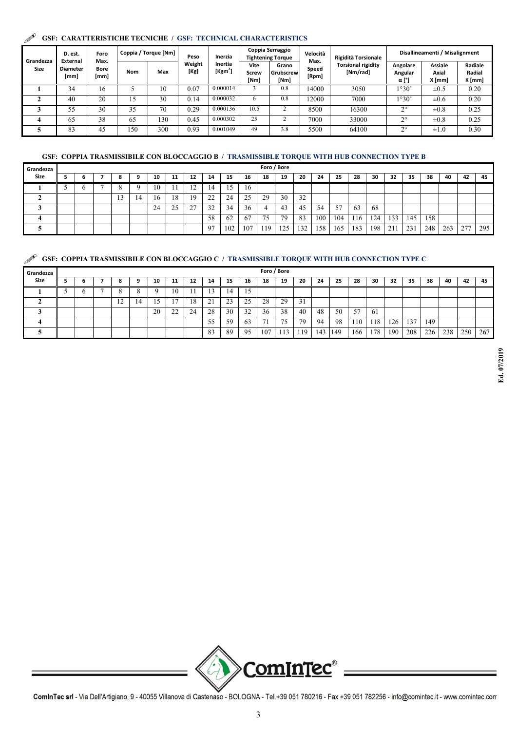## GSF: CARATTERISTICHE TECNICHE / GSF: TECHNICAL CHARACTERISTICS

| Grandezza Size | D. est. External Diameter [mm] | Foro Max. Bore [mm] | Coppia / Torque [Nm] | | Peso Weight [Kg] | Inerzia Inertia [Kgm$^2$] | Coppia Serraggio Tightening Torque | | Velocità Max. Speed [Rpm] | Rigidità Torsionale Torsional rigidity [Nm/rad] | Disallineamenti / Misalignment | | |
|---|---|---|---|---|---|---|---|---|---|---|---|---|---|
| | | | Nom | Max | | | Vite Screw [Nm] | Grano Grubscrew [Nm] | | | Angolare Angular α [°] | Assiale Axial X [mm] | Radiale Radial K [mm] |
| **1** | 34 | 16 | 5 | 10 | 0.07 | 0.000014 | 3 | 0.8 | 14000 | 3050 | 1°30' | ±0.5 | 0.20 |
| **2** | 40 | 20 | 15 | 30 | 0.14 | 0.000032 | 6 | 0.8 | 12000 | 7000 | 1°30' | ±0.6 | 0.20 |
| **3** | 55 | 30 | 35 | 70 | 0.29 | 0.000136 | 10.5 | 2 | 8500 | 16300 | 2° | ±0.8 | 0.25 |
| **4** | 65 | 38 | 65 | 130 | 0.45 | 0.000302 | 25 | 2 | 7000 | 33000 | 2° | ±0.8 | 0.25 |
| **5** | 83 | 45 | 150 | 300 | 0.93 | 0.001049 | 49 | 3.8 | 5500 | 64100 | 2° | ±1.0 | 0.30 |

## GSF: COPPIA TRASMISSIBILE CON BLOCCAGGIO B / TRASMISSIBLE TORQUE WITH HUB CONNECTION TYPE B

| Grandezza Size | Foro / Bore | | | | | | | | | | | | | | | | | | | | | | | |
|---|---|---|---|---|---|---|---|---|---|---|---|---|---|---|---|---|---|---|---|---|---|---|---|---|
| | 5 | 6 | 7 | 8 | 9 | 10 | 11 | 12 | 14 | 15 | 16 | 18 | 19 | 20 | 24 | 25 | 28 | 30 | 32 | 35 | 38 | 40 | 42 | 45 |
| **1** | 5 | 6 | 7 | 8 | 9 | 10 | 11 | 12 | 14 | 15 | 16 | | | | | | | | | | | | | |
| **2** | | | | 13 | 14 | 16 | 18 | 19 | 22 | 24 | 25 | 29 | 30 | 32 | | | | | | | | | | |
| **3** | | | | | | 24 | 25 | 27 | 32 | 34 | 36 | 4 | 43 | 45 | 54 | 57 | 63 | 68 | | | | | | |
| **4** | | | | | | | | | 58 | 62 | 67 | 75 | 79 | 83 | 100 | 104 | 116 | 124 | 133 | 145 | 158 | | | |
| **5** | | | | | | | | | 97 | 102 | 107 | 119 | 125 | 132 | 158 | 165 | 183 | 198 | 211 | 231 | 248 | 263 | 277 | 295 |

## GSF: COPPIA TRASMISSIBILE CON BLOCCAGGIO C / TRASMISSIBLE TORQUE WITH HUB CONNECTION TYPE C

| Grandezza Size | Foro / Bore | | | | | | | | | | | | | | | | | | | | | | | |
|---|---|---|---|---|---|---|---|---|---|---|---|---|---|---|---|---|---|---|---|---|---|---|---|---|
| | 5 | 6 | 7 | 8 | 9 | 10 | 11 | 12 | 14 | 15 | 16 | 18 | 19 | 20 | 24 | 25 | 28 | 30 | 32 | 35 | 38 | 40 | 42 | 45 |
| **1** | 5 | 6 | 7 | 8 | 8 | 9 | 10 | 11 | 13 | 14 | 15 | | | | | | | | | | | | | |
| **2** | | | | 12 | 14 | 15 | 17 | 18 | 21 | 23 | 25 | 28 | 29 | 31 | | | | | | | | | | |
| **3** | | | | | | 20 | 22 | 24 | 28 | 30 | 32 | 36 | 38 | 40 | 48 | 50 | 57 | 61 | | | | | | |
| **4** | | | | | | | | | 55 | 59 | 63 | 71 | 75 | 79 | 94 | 98 | 110 | 118 | 126 | 137 | 149 | | | |
| **5** | | | | | | | | | 83 | 89 | 95 | 107 | 113 | 119 | 143 | 149 | 166 | 178 | 190 | 208 | 226 | 238 | 250 | 267 |